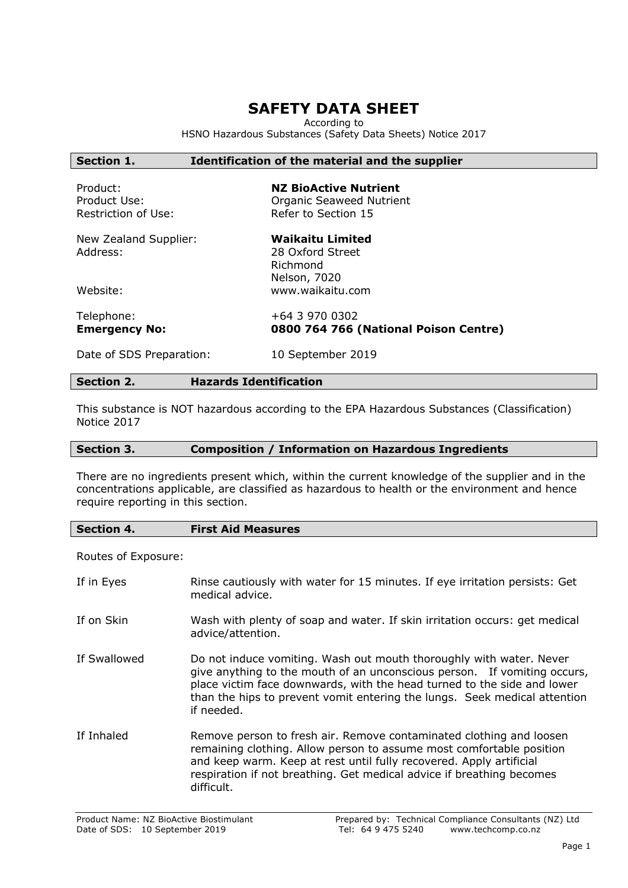# SAFETY DATA SHEET

According to
HSNO Hazardous Substances (Safety Data Sheets) Notice 2017

## Section 1. Identification of the material and the supplier

| | |
|---|---|
| Product: | **NZ BioActive Nutrient** |
| Product Use: | Organic Seaweed Nutrient |
| Restriction of Use: | Refer to Section 15 |
| New Zealand Supplier: | **Waikaitu Limited** |
| Address: | 28 Oxford Street<br>Richmond<br>Nelson, 7020 |
| Website: | www.waikaitu.com |
| Telephone: | +64 3 970 0302 |
| **Emergency No:** | **0800 764 766 (National Poison Centre)** |
| Date of SDS Preparation: | 10 September 2019 |

## Section 2. Hazards Identification

This substance is NOT hazardous according to the EPA Hazardous Substances (Classification) Notice 2017

## Section 3. Composition / Information on Hazardous Ingredients

There are no ingredients present which, within the current knowledge of the supplier and in the concentrations applicable, are classified as hazardous to health or the environment and hence require reporting in this section.

## Section 4. First Aid Measures

Routes of Exposure:

| | |
|---|---|
| If in Eyes | Rinse cautiously with water for 15 minutes. If eye irritation persists: Get medical advice. |
| If on Skin | Wash with plenty of soap and water. If skin irritation occurs: get medical advice/attention. |
| If Swallowed | Do not induce vomiting. Wash out mouth thoroughly with water. Never give anything to the mouth of an unconscious person. If vomiting occurs, place victim face downwards, with the head turned to the side and lower than the hips to prevent vomit entering the lungs. Seek medical attention if needed. |
| If Inhaled | Remove person to fresh air. Remove contaminated clothing and loosen remaining clothing. Allow person to assume most comfortable position and keep warm. Keep at rest until fully recovered. Apply artificial respiration if not breathing. Get medical advice if breathing becomes difficult. |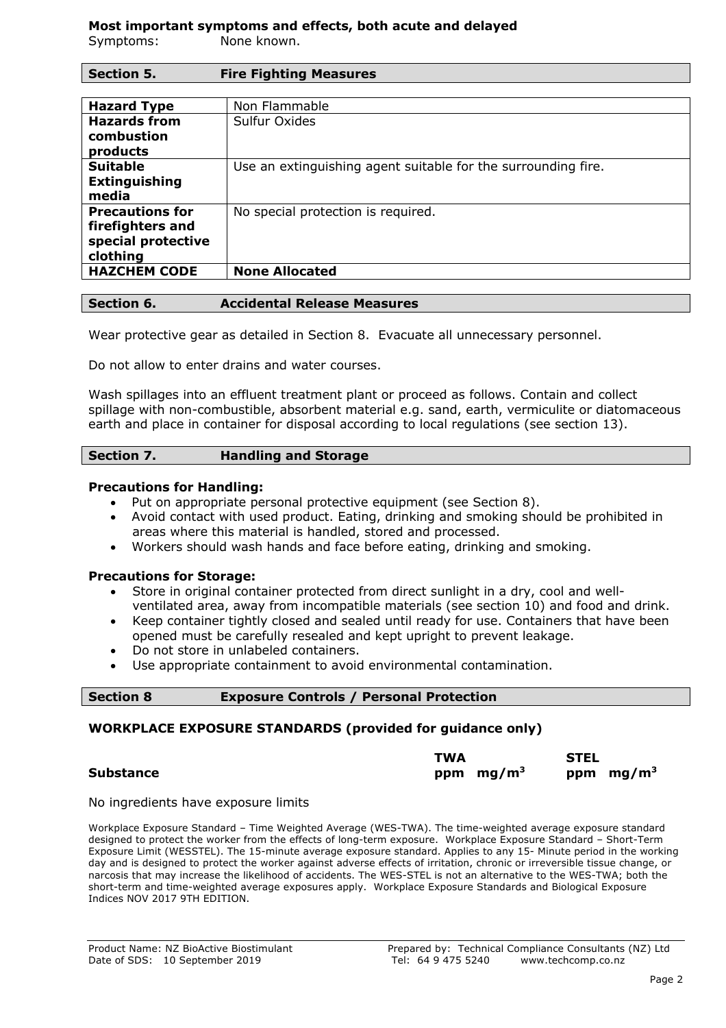**Most important symptoms and effects, both acute and delayed**

Symptoms: None known.

## Section 5. Fire Fighting Measures

| | |
|---|---|
| **Hazard Type** | Non Flammable |
| **Hazards from combustion products** | Sulfur Oxides |
| **Suitable Extinguishing media** | Use an extinguishing agent suitable for the surrounding fire. |
| **Precautions for firefighters and special protective clothing** | No special protection is required. |
| **HAZCHEM CODE** | **None Allocated** |

## Section 6. Accidental Release Measures

Wear protective gear as detailed in Section 8. Evacuate all unnecessary personnel.

Do not allow to enter drains and water courses.

Wash spillages into an effluent treatment plant or proceed as follows. Contain and collect spillage with non-combustible, absorbent material e.g. sand, earth, vermiculite or diatomaceous earth and place in container for disposal according to local regulations (see section 13).

## Section 7. Handling and Storage

**Precautions for Handling:**

- Put on appropriate personal protective equipment (see Section 8).
- Avoid contact with used product. Eating, drinking and smoking should be prohibited in areas where this material is handled, stored and processed.
- Workers should wash hands and face before eating, drinking and smoking.

**Precautions for Storage:**

- Store in original container protected from direct sunlight in a dry, cool and well-ventilated area, away from incompatible materials (see section 10) and food and drink.
- Keep container tightly closed and sealed until ready for use. Containers that have been opened must be carefully resealed and kept upright to prevent leakage.
- Do not store in unlabeled containers.
- Use appropriate containment to avoid environmental contamination.

## Section 8 Exposure Controls / Personal Protection

**WORKPLACE EXPOSURE STANDARDS (provided for guidance only)**

| **Substance** | **TWA** | | **STEL** | |
|---|---|---|---|---|
| | **ppm** | **$mg/m^3$** | **ppm** | **$mg/m^3$** |

No ingredients have exposure limits

Workplace Exposure Standard – Time Weighted Average (WES-TWA). The time-weighted average exposure standard designed to protect the worker from the effects of long-term exposure. Workplace Exposure Standard – Short-Term Exposure Limit (WESSTEL). The 15-minute average exposure standard. Applies to any 15- Minute period in the working day and is designed to protect the worker against adverse effects of irritation, chronic or irreversible tissue change, or narcosis that may increase the likelihood of accidents. The WES-STEL is not an alternative to the WES-TWA; both the short-term and time-weighted average exposures apply. Workplace Exposure Standards and Biological Exposure Indices NOV 2017 9TH EDITION.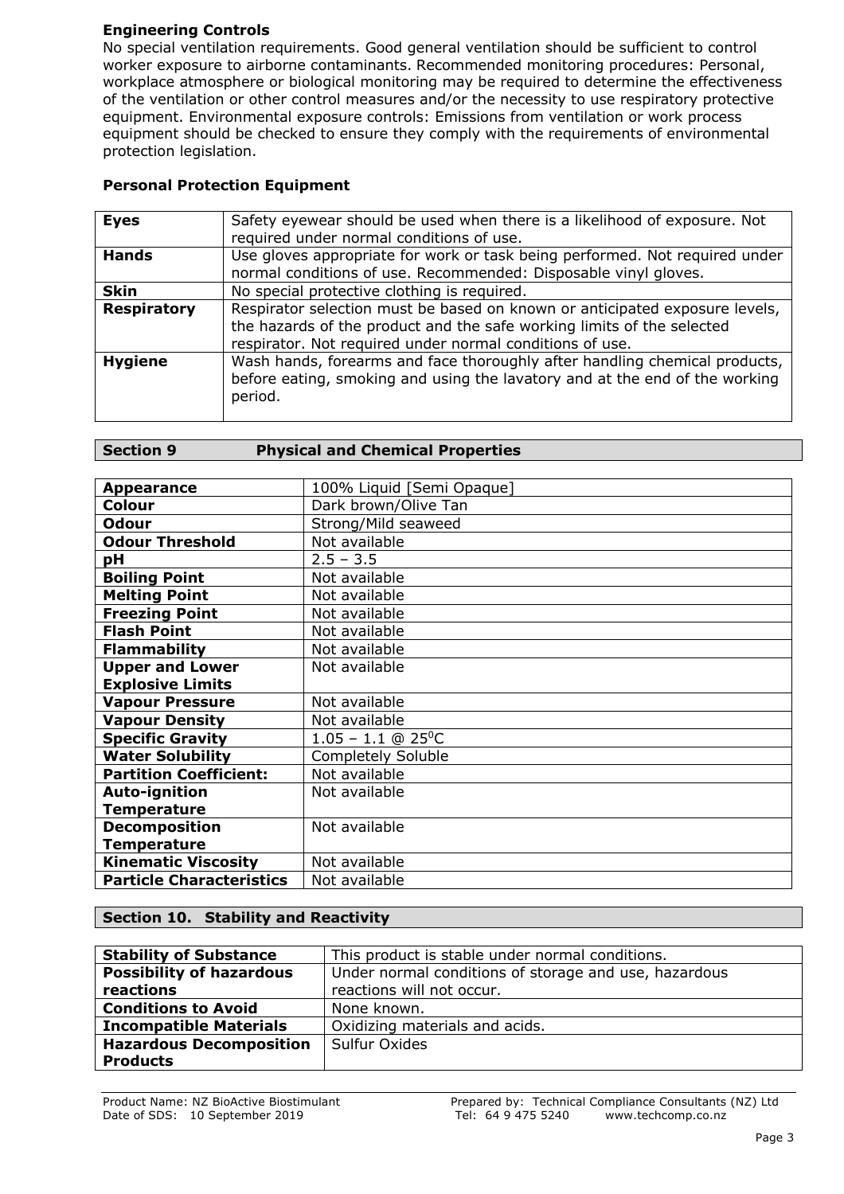### Engineering Controls

No special ventilation requirements. Good general ventilation should be sufficient to control worker exposure to airborne contaminants. Recommended monitoring procedures: Personal, workplace atmosphere or biological monitoring may be required to determine the effectiveness of the ventilation or other control measures and/or the necessity to use respiratory protective equipment. Environmental exposure controls: Emissions from ventilation or work process equipment should be checked to ensure they comply with the requirements of environmental protection legislation.

### Personal Protection Equipment

| | |
|---|---|
| **Eyes** | Safety eyewear should be used when there is a likelihood of exposure. Not required under normal conditions of use. |
| **Hands** | Use gloves appropriate for work or task being performed. Not required under normal conditions of use. Recommended: Disposable vinyl gloves. |
| **Skin** | No special protective clothing is required. |
| **Respiratory** | Respirator selection must be based on known or anticipated exposure levels, the hazards of the product and the safe working limits of the selected respirator. Not required under normal conditions of use. |
| **Hygiene** | Wash hands, forearms and face thoroughly after handling chemical products, before eating, smoking and using the lavatory and at the end of the working period. |

## Section 9 Physical and Chemical Properties

| | |
|---|---|
| **Appearance** | 100% Liquid [Semi Opaque] |
| **Colour** | Dark brown/Olive Tan |
| **Odour** | Strong/Mild seaweed |
| **Odour Threshold** | Not available |
| **pH** | 2.5 – 3.5 |
| **Boiling Point** | Not available |
| **Melting Point** | Not available |
| **Freezing Point** | Not available |
| **Flash Point** | Not available |
| **Flammability** | Not available |
| **Upper and Lower Explosive Limits** | Not available |
| **Vapour Pressure** | Not available |
| **Vapour Density** | Not available |
| **Specific Gravity** | 1.05 – 1.1 @ $25^0$C |
| **Water Solubility** | Completely Soluble |
| **Partition Coefficient:** | Not available |
| **Auto-ignition Temperature** | Not available |
| **Decomposition Temperature** | Not available |
| **Kinematic Viscosity** | Not available |
| **Particle Characteristics** | Not available |

## Section 10. Stability and Reactivity

| | |
|---|---|
| **Stability of Substance** | This product is stable under normal conditions. |
| **Possibility of hazardous reactions** | Under normal conditions of storage and use, hazardous reactions will not occur. |
| **Conditions to Avoid** | None known. |
| **Incompatible Materials** | Oxidizing materials and acids. |
| **Hazardous Decomposition Products** | Sulfur Oxides |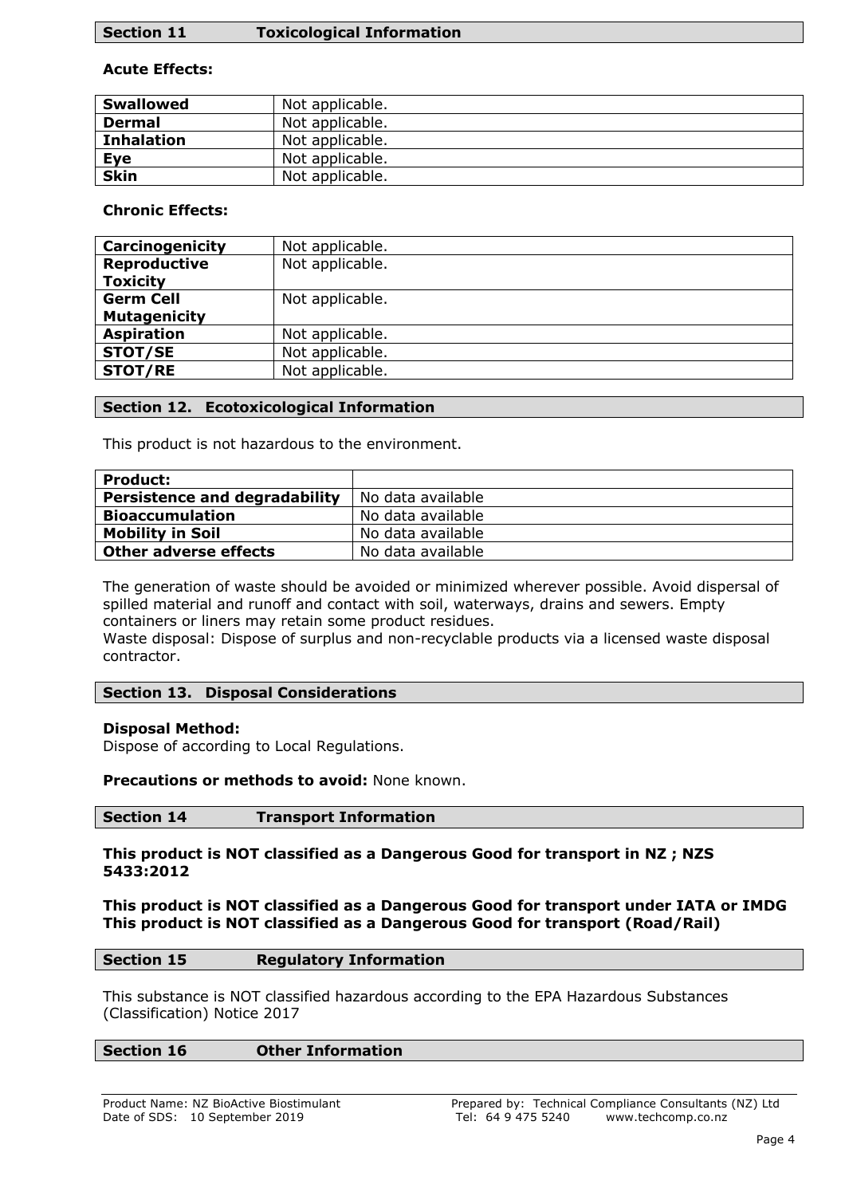## Section 11 Toxicological Information

**Acute Effects:**

| | |
|---|---|
| **Swallowed** | Not applicable. |
| **Dermal** | Not applicable. |
| **Inhalation** | Not applicable. |
| **Eye** | Not applicable. |
| **Skin** | Not applicable. |

**Chronic Effects:**

| | |
|---|---|
| **Carcinogenicity** | Not applicable. |
| **Reproductive Toxicity** | Not applicable. |
| **Germ Cell Mutagenicity** | Not applicable. |
| **Aspiration** | Not applicable. |
| **STOT/SE** | Not applicable. |
| **STOT/RE** | Not applicable. |

## Section 12. Ecotoxicological Information

This product is not hazardous to the environment.

| **Product:** | |
|---|---|
| **Persistence and degradability** | No data available |
| **Bioaccumulation** | No data available |
| **Mobility in Soil** | No data available |
| **Other adverse effects** | No data available |

The generation of waste should be avoided or minimized wherever possible. Avoid dispersal of spilled material and runoff and contact with soil, waterways, drains and sewers. Empty containers or liners may retain some product residues.
Waste disposal: Dispose of surplus and non-recyclable products via a licensed waste disposal contractor.

## Section 13. Disposal Considerations

**Disposal Method:**
Dispose of according to Local Regulations.

**Precautions or methods to avoid:** None known.

## Section 14 Transport Information

**This product is NOT classified as a Dangerous Good for transport in NZ ; NZS 5433:2012**

**This product is NOT classified as a Dangerous Good for transport under IATA or IMDG**
**This product is NOT classified as a Dangerous Good for transport (Road/Rail)**

## Section 15 Regulatory Information

This substance is NOT classified hazardous according to the EPA Hazardous Substances (Classification) Notice 2017

## Section 16 Other Information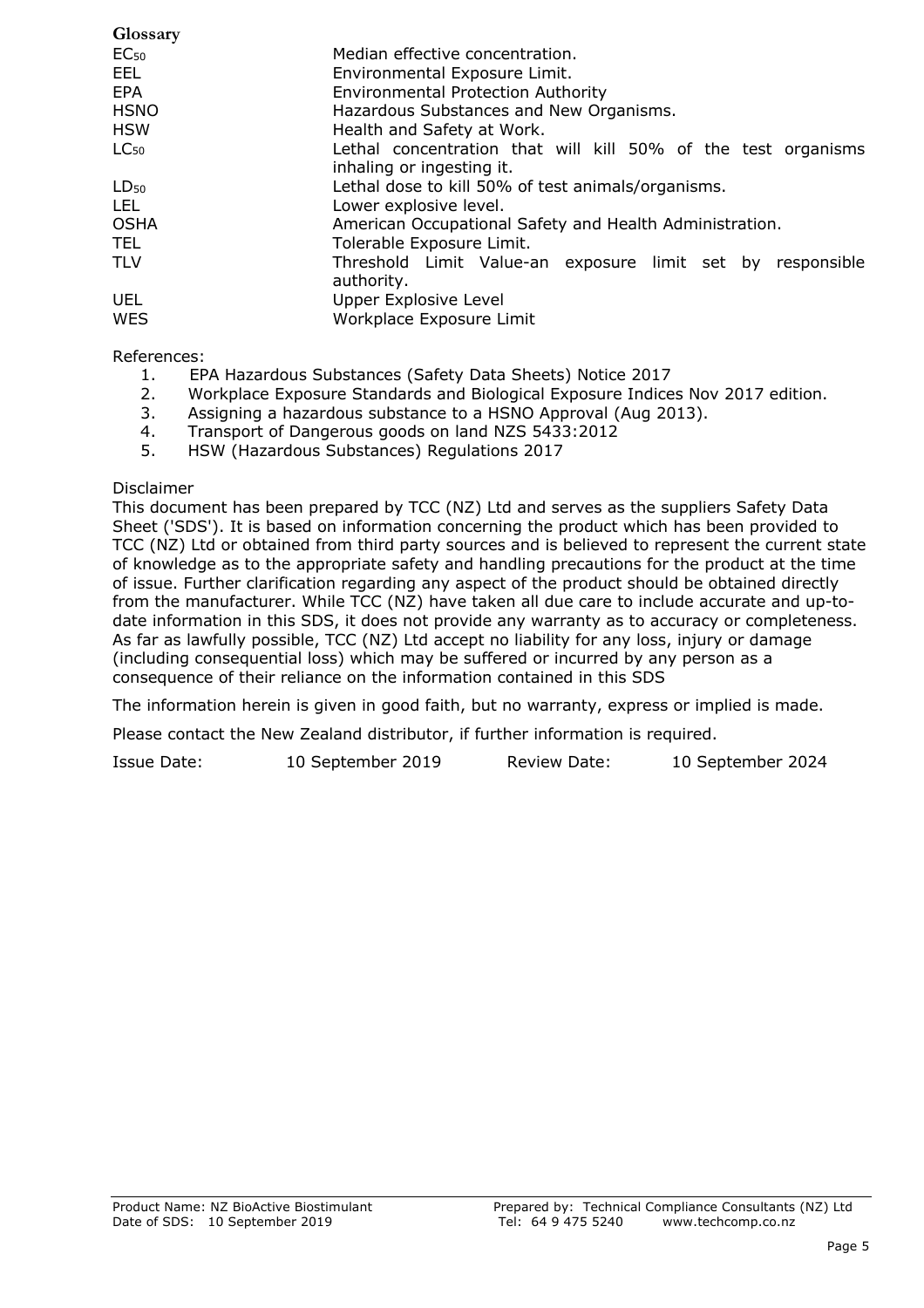## Glossary

| | |
|---|---|
| $EC_{50}$ | Median effective concentration. |
| EEL | Environmental Exposure Limit. |
| EPA | Environmental Protection Authority |
| HSNO | Hazardous Substances and New Organisms. |
| HSW | Health and Safety at Work. |
| $LC_{50}$ | Lethal concentration that will kill 50% of the test organisms inhaling or ingesting it. |
| $LD_{50}$ | Lethal dose to kill 50% of test animals/organisms. |
| LEL | Lower explosive level. |
| OSHA | American Occupational Safety and Health Administration. |
| TEL | Tolerable Exposure Limit. |
| TLV | Threshold Limit Value-an exposure limit set by responsible authority. |
| UEL | Upper Explosive Level |
| WES | Workplace Exposure Limit |

References:

1. EPA Hazardous Substances (Safety Data Sheets) Notice 2017
2. Workplace Exposure Standards and Biological Exposure Indices Nov 2017 edition.
3. Assigning a hazardous substance to a HSNO Approval (Aug 2013).
4. Transport of Dangerous goods on land NZS 5433:2012
5. HSW (Hazardous Substances) Regulations 2017

Disclaimer

This document has been prepared by TCC (NZ) Ltd and serves as the suppliers Safety Data Sheet ('SDS'). It is based on information concerning the product which has been provided to TCC (NZ) Ltd or obtained from third party sources and is believed to represent the current state of knowledge as to the appropriate safety and handling precautions for the product at the time of issue. Further clarification regarding any aspect of the product should be obtained directly from the manufacturer. While TCC (NZ) have taken all due care to include accurate and up-to-date information in this SDS, it does not provide any warranty as to accuracy or completeness. As far as lawfully possible, TCC (NZ) Ltd accept no liability for any loss, injury or damage (including consequential loss) which may be suffered or incurred by any person as a consequence of their reliance on the information contained in this SDS

The information herein is given in good faith, but no warranty, express or implied is made.

Please contact the New Zealand distributor, if further information is required.

Issue Date: 10 September 2019 Review Date: 10 September 2024